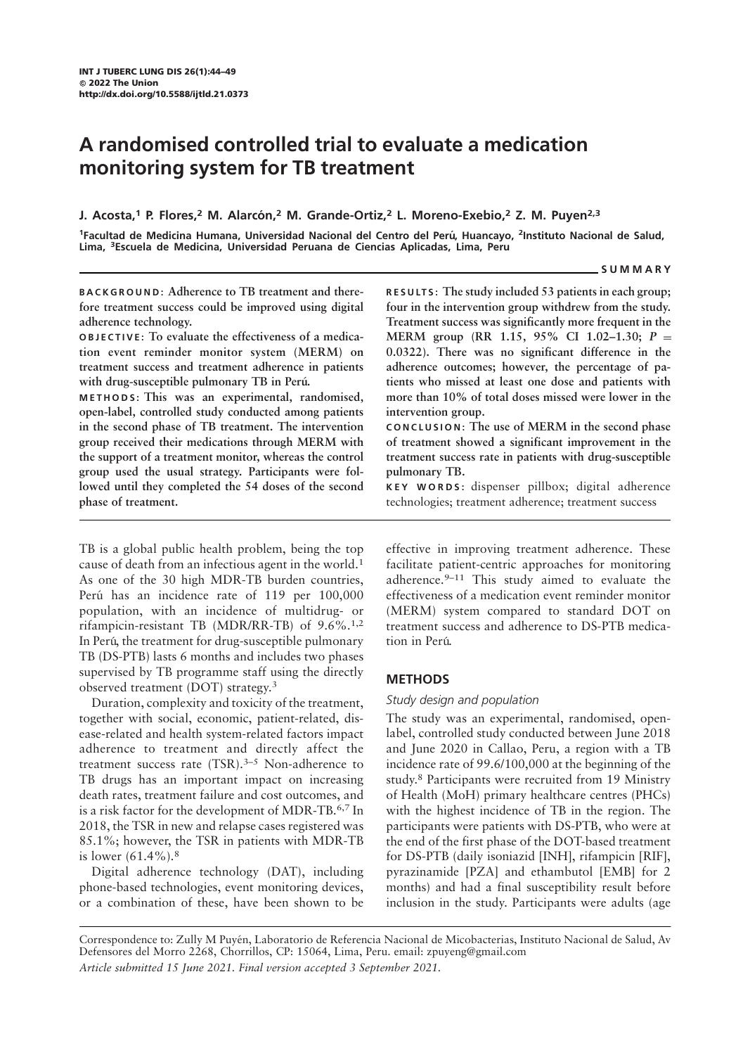# A randomised controlled trial to evaluate a medication monitoring system for TB treatment

**J. Acosta,[1] P. Flores,[2] M. Alarcón,[2] M. Grande-Ortiz,[2] L. Moreno-Exebio,[2] Z. M. Puyen[2,3]**

[1]Facultad de Medicina Humana, Universidad Nacional del Centro del Perú, Huancayo, [2]Instituto Nacional de Salud, Lima, [3]Escuela de Medicina, Universidad Peruana de Ciencias Aplicadas, Lima, Peru

## SUMMARY

**BACKGROUND:** Adherence to TB treatment and therefore treatment success could be improved using digital adherence technology.

**OBJECTIVE:** To evaluate the effectiveness of a medication event reminder monitor system (MERM) on treatment success and treatment adherence in patients with drug-susceptible pulmonary TB in Perú.

**METHODS:** This was an experimental, randomised, open-label, controlled study conducted among patients in the second phase of TB treatment. The intervention group received their medications through MERM with the support of a treatment monitor, whereas the control group used the usual strategy. Participants were followed until they completed the 54 doses of the second phase of treatment.

**RESULTS:** The study included 53 patients in each group; four in the intervention group withdrew from the study. Treatment success was significantly more frequent in the MERM group (RR 1.15, 95% CI 1.02–1.30; $P = 0.0322$). There was no significant difference in the adherence outcomes; however, the percentage of patients who missed at least one dose and patients with more than 10% of total doses missed were lower in the intervention group.

**CONCLUSION:** The use of MERM in the second phase of treatment showed a significant improvement in the treatment success rate in patients with drug-susceptible pulmonary TB.

**KEY WORDS:** dispenser pillbox; digital adherence technologies; treatment adherence; treatment success

TB is a global public health problem, being the top cause of death from an infectious agent in the world.[1] As one of the 30 high MDR-TB burden countries, Perú has an incidence rate of 119 per 100,000 population, with an incidence of multidrug- or rifampicin-resistant TB (MDR/RR-TB) of 9.6%.[1,2] In Perú, the treatment for drug-susceptible pulmonary TB (DS-PTB) lasts 6 months and includes two phases supervised by TB programme staff using the directly observed treatment (DOT) strategy.[3]

Duration, complexity and toxicity of the treatment, together with social, economic, patient-related, disease-related and health system-related factors impact adherence to treatment and directly affect the treatment success rate (TSR).[3–5] Non-adherence to TB drugs has an important impact on increasing death rates, treatment failure and cost outcomes, and is a risk factor for the development of MDR-TB.[6,7] In 2018, the TSR in new and relapse cases registered was 85.1%; however, the TSR in patients with MDR-TB is lower (61.4%).[8]

Digital adherence technology (DAT), including phone-based technologies, event monitoring devices, or a combination of these, have been shown to be effective in improving treatment adherence. These facilitate patient-centric approaches for monitoring adherence.[9–11] This study aimed to evaluate the effectiveness of a medication event reminder monitor (MERM) system compared to standard DOT on treatment success and adherence to DS-PTB medication in Perú.

## METHODS

### *Study design and population*

The study was an experimental, randomised, open-label, controlled study conducted between June 2018 and June 2020 in Callao, Peru, a region with a TB incidence rate of 99.6/100,000 at the beginning of the study.[8] Participants were recruited from 19 Ministry of Health (MoH) primary healthcare centres (PHCs) with the highest incidence of TB in the region. The participants were patients with DS-PTB, who were at the end of the first phase of the DOT-based treatment for DS-PTB (daily isoniazid [INH], rifampicin [RIF], pyrazinamide [PZA] and ethambutol [EMB] for 2 months) and had a final susceptibility result before inclusion in the study. Participants were adults (age

Correspondence to: Zully M Puyén, Laboratorio de Referencia Nacional de Micobacterias, Instituto Nacional de Salud, Av Defensores del Morro 2268, Chorrillos, CP: 15064, Lima, Peru. email: zpuyeng@gmail.com

*Article submitted 15 June 2021. Final version accepted 3 September 2021.*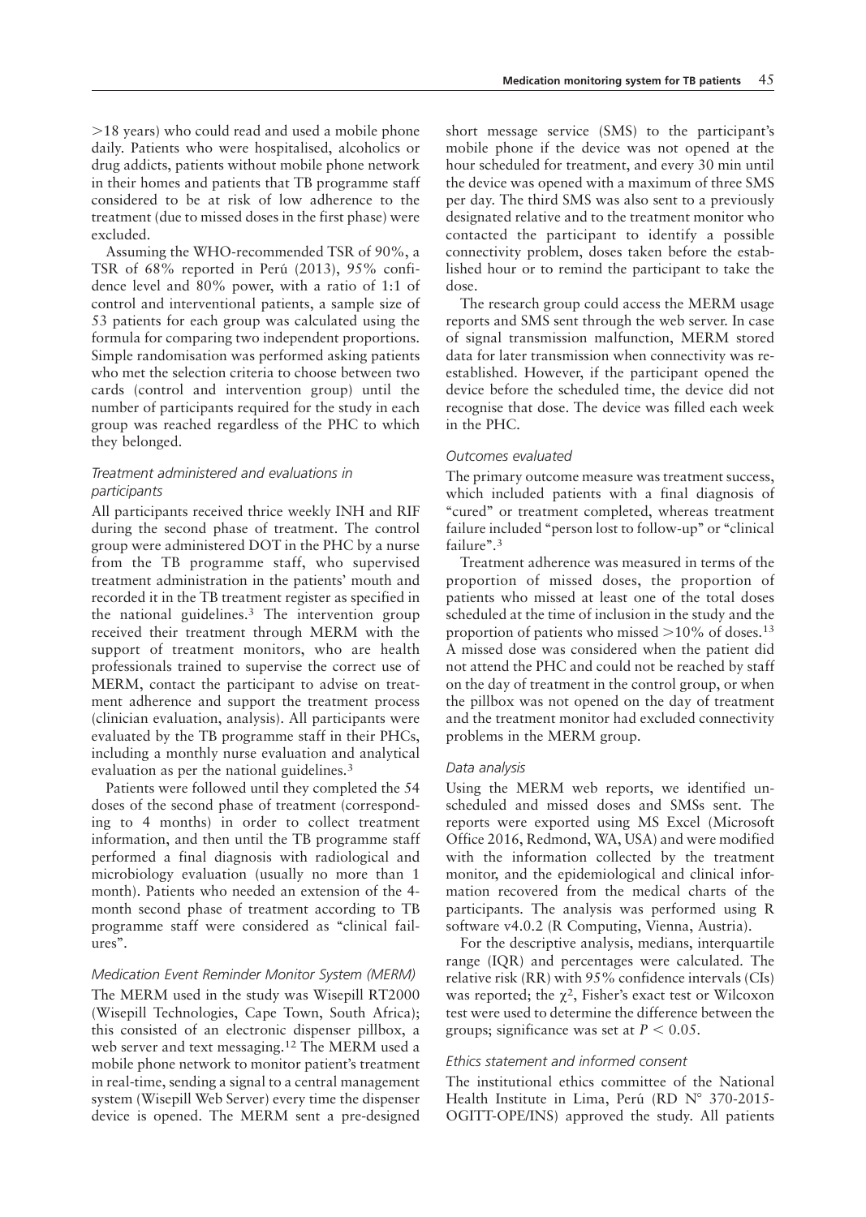>18 years) who could read and used a mobile phone daily. Patients who were hospitalised, alcoholics or drug addicts, patients without mobile phone network in their homes and patients that TB programme staff considered to be at risk of low adherence to the treatment (due to missed doses in the first phase) were excluded.

Assuming the WHO-recommended TSR of 90%, a TSR of 68% reported in Perú (2013), 95% confidence level and 80% power, with a ratio of 1:1 of control and interventional patients, a sample size of 53 patients for each group was calculated using the formula for comparing two independent proportions. Simple randomisation was performed asking patients who met the selection criteria to choose between two cards (control and intervention group) until the number of participants required for the study in each group was reached regardless of the PHC to which they belonged.

### *Treatment administered and evaluations in participants*

All participants received thrice weekly INH and RIF during the second phase of treatment. The control group were administered DOT in the PHC by a nurse from the TB programme staff, who supervised treatment administration in the patients' mouth and recorded it in the TB treatment register as specified in the national guidelines.[3] The intervention group received their treatment through MERM with the support of treatment monitors, who are health professionals trained to supervise the correct use of MERM, contact the participant to advise on treatment adherence and support the treatment process (clinician evaluation, analysis). All participants were evaluated by the TB programme staff in their PHCs, including a monthly nurse evaluation and analytical evaluation as per the national guidelines.[3]

Patients were followed until they completed the 54 doses of the second phase of treatment (corresponding to 4 months) in order to collect treatment information, and then until the TB programme staff performed a final diagnosis with radiological and microbiology evaluation (usually no more than 1 month). Patients who needed an extension of the 4-month second phase of treatment according to TB programme staff were considered as "clinical failures".

### *Medication Event Reminder Monitor System (MERM)*

The MERM used in the study was Wisepill RT2000 (Wisepill Technologies, Cape Town, South Africa); this consisted of an electronic dispenser pillbox, a web server and text messaging.[12] The MERM used a mobile phone network to monitor patient's treatment in real-time, sending a signal to a central management system (Wisepill Web Server) every time the dispenser device is opened. The MERM sent a pre-designed short message service (SMS) to the participant's mobile phone if the device was not opened at the hour scheduled for treatment, and every 30 min until the device was opened with a maximum of three SMS per day. The third SMS was also sent to a previously designated relative and to the treatment monitor who contacted the participant to identify a possible connectivity problem, doses taken before the established hour or to remind the participant to take the dose.

The research group could access the MERM usage reports and SMS sent through the web server. In case of signal transmission malfunction, MERM stored data for later transmission when connectivity was re-established. However, if the participant opened the device before the scheduled time, the device did not recognise that dose. The device was filled each week in the PHC.

### *Outcomes evaluated*

The primary outcome measure was treatment success, which included patients with a final diagnosis of "cured" or treatment completed, whereas treatment failure included "person lost to follow-up" or "clinical failure".[3]

Treatment adherence was measured in terms of the proportion of missed doses, the proportion of patients who missed at least one of the total doses scheduled at the time of inclusion in the study and the proportion of patients who missed >10% of doses.[13] A missed dose was considered when the patient did not attend the PHC and could not be reached by staff on the day of treatment in the control group, or when the pillbox was not opened on the day of treatment and the treatment monitor had excluded connectivity problems in the MERM group.

### *Data analysis*

Using the MERM web reports, we identified unscheduled and missed doses and SMSs sent. The reports were exported using MS Excel (Microsoft Office 2016, Redmond, WA, USA) and were modified with the information collected by the treatment monitor, and the epidemiological and clinical information recovered from the medical charts of the participants. The analysis was performed using R software v4.0.2 (R Computing, Vienna, Austria).

For the descriptive analysis, medians, interquartile range (IQR) and percentages were calculated. The relative risk (RR) with 95% confidence intervals (CIs) was reported; the $\chi^2$, Fisher's exact test or Wilcoxon test were used to determine the difference between the groups; significance was set at $P < 0.05$.

### *Ethics statement and informed consent*

The institutional ethics committee of the National Health Institute in Lima, Perú (RD N° 370-2015-OGITT-OPE/INS) approved the study. All patients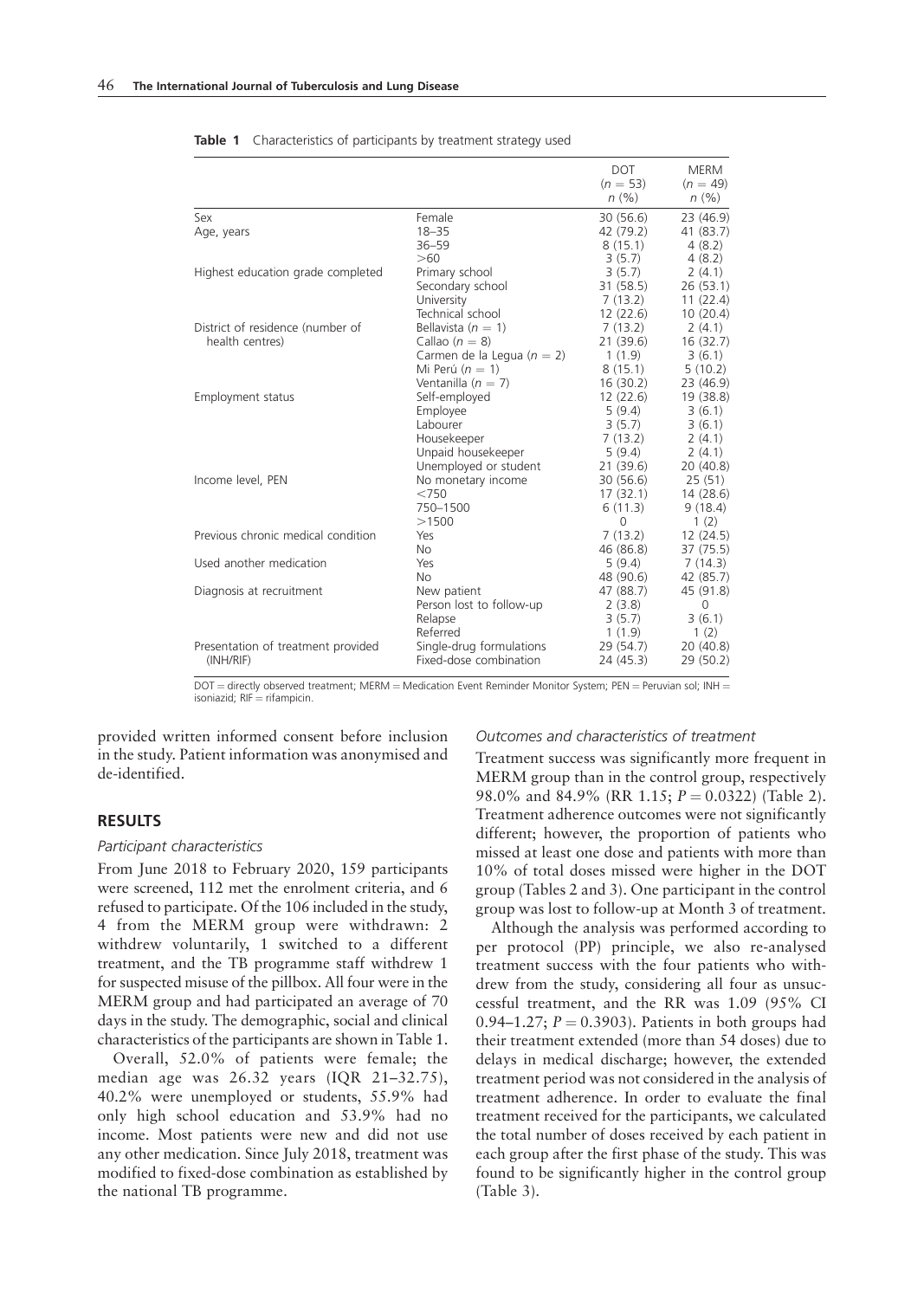**Table 1** Characteristics of participants by treatment strategy used

| | | DOT ($n$ = 53) $n$ (%) | MERM ($n$ = 49) $n$ (%) |
|---|---|---|---|
| Sex | Female | 30 (56.6) | 23 (46.9) |
| Age, years | 18–35 | 42 (79.2) | 41 (83.7) |
| | 36–59 | 8 (15.1) | 4 (8.2) |
| | >60 | 3 (5.7) | 4 (8.2) |
| Highest education grade completed | Primary school | 3 (5.7) | 2 (4.1) |
| | Secondary school | 31 (58.5) | 26 (53.1) |
| | University | 7 (13.2) | 11 (22.4) |
| | Technical school | 12 (22.6) | 10 (20.4) |
| District of residence (number of health centres) | Bellavista ($n$ = 1) | 7 (13.2) | 2 (4.1) |
| | Callao ($n$ = 8) | 21 (39.6) | 16 (32.7) |
| | Carmen de la Legua ($n$ = 2) | 1 (1.9) | 3 (6.1) |
| | Mi Perú ($n$ = 1) | 8 (15.1) | 5 (10.2) |
| | Ventanilla ($n$ = 7) | 16 (30.2) | 23 (46.9) |
| Employment status | Self-employed | 12 (22.6) | 19 (38.8) |
| | Employee | 5 (9.4) | 3 (6.1) |
| | Labourer | 3 (5.7) | 3 (6.1) |
| | Housekeeper | 7 (13.2) | 2 (4.1) |
| | Unpaid housekeeper | 5 (9.4) | 2 (4.1) |
| | Unemployed or student | 21 (39.6) | 20 (40.8) |
| Income level, PEN | No monetary income | 30 (56.6) | 25 (51) |
| | <750 | 17 (32.1) | 14 (28.6) |
| | 750–1500 | 6 (11.3) | 9 (18.4) |
| | >1500 | 0 | 1 (2) |
| Previous chronic medical condition | Yes | 7 (13.2) | 12 (24.5) |
| | No | 46 (86.8) | 37 (75.5) |
| Used another medication | Yes | 5 (9.4) | 7 (14.3) |
| | No | 48 (90.6) | 42 (85.7) |
| Diagnosis at recruitment | New patient | 47 (88.7) | 45 (91.8) |
| | Person lost to follow-up | 2 (3.8) | 0 |
| | Relapse | 3 (5.7) | 3 (6.1) |
| | Referred | 1 (1.9) | 1 (2) |
| Presentation of treatment provided (INH/RIF) | Single-drug formulations | 29 (54.7) | 20 (40.8) |
| | Fixed-dose combination | 24 (45.3) | 29 (50.2) |

DOT = directly observed treatment; MERM = Medication Event Reminder Monitor System; PEN = Peruvian sol; INH = isoniazid; RIF = rifampicin.

provided written informed consent before inclusion in the study. Patient information was anonymised and de-identified.

## RESULTS

### Participant characteristics

From June 2018 to February 2020, 159 participants were screened, 112 met the enrolment criteria, and 6 refused to participate. Of the 106 included in the study, 4 from the MERM group were withdrawn: 2 withdrew voluntarily, 1 switched to a different treatment, and the TB programme staff withdrew 1 for suspected misuse of the pillbox. All four were in the MERM group and had participated an average of 70 days in the study. The demographic, social and clinical characteristics of the participants are shown in Table 1.

Overall, 52.0% of patients were female; the median age was 26.32 years (IQR 21–32.75), 40.2% were unemployed or students, 55.9% had only high school education and 53.9% had no income. Most patients were new and did not use any other medication. Since July 2018, treatment was modified to fixed-dose combination as established by the national TB programme.

### Outcomes and characteristics of treatment

Treatment success was significantly more frequent in MERM group than in the control group, respectively 98.0% and 84.9% (RR 1.15; $P = 0.0322$) (Table 2). Treatment adherence outcomes were not significantly different; however, the proportion of patients who missed at least one dose and patients with more than 10% of total doses missed were higher in the DOT group (Tables 2 and 3). One participant in the control group was lost to follow-up at Month 3 of treatment.

Although the analysis was performed according to per protocol (PP) principle, we also re-analysed treatment success with the four patients who withdrew from the study, considering all four as unsuccessful treatment, and the RR was 1.09 (95% CI 0.94–1.27; $P = 0.3903$). Patients in both groups had their treatment extended (more than 54 doses) due to delays in medical discharge; however, the extended treatment period was not considered in the analysis of treatment adherence. In order to evaluate the final treatment received for the participants, we calculated the total number of doses received by each patient in each group after the first phase of the study. This was found to be significantly higher in the control group (Table 3).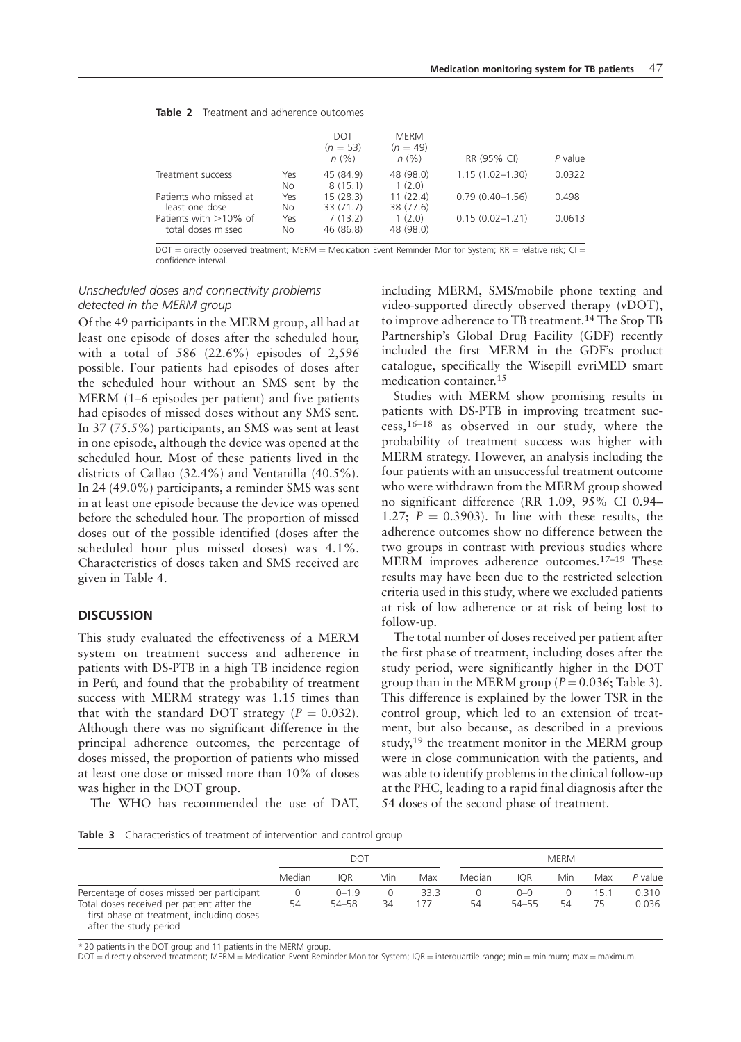**Table 2** Treatment and adherence outcomes

| | | DOT ($n$ = 53) $n$ (%) | MERM ($n$ = 49) $n$ (%) | RR (95% CI) | $P$ value |
|---|---|---|---|---|---|
| Treatment success | Yes | 45 (84.9) | 48 (98.0) | 1.15 (1.02–1.30) | 0.0322 |
| | No | 8 (15.1) | 1 (2.0) | | |
| Patients who missed at least one dose | Yes | 15 (28.3) | 11 (22.4) | 0.79 (0.40–1.56) | 0.498 |
| | No | 33 (71.7) | 38 (77.6) | | |
| Patients with >10% of total doses missed | Yes | 7 (13.2) | 1 (2.0) | 0.15 (0.02–1.21) | 0.0613 |
| | No | 46 (86.8) | 48 (98.0) | | |

DOT = directly observed treatment; MERM = Medication Event Reminder Monitor System; RR = relative risk; CI = confidence interval.

### *Unscheduled doses and connectivity problems detected in the MERM group*

Of the 49 participants in the MERM group, all had at least one episode of doses after the scheduled hour, with a total of 586 (22.6%) episodes of 2,596 possible. Four patients had episodes of doses after the scheduled hour without an SMS sent by the MERM (1–6 episodes per patient) and five patients had episodes of missed doses without any SMS sent. In 37 (75.5%) participants, an SMS was sent at least in one episode, although the device was opened at the scheduled hour. Most of these patients lived in the districts of Callao (32.4%) and Ventanilla (40.5%). In 24 (49.0%) participants, a reminder SMS was sent in at least one episode because the device was opened before the scheduled hour. The proportion of missed doses out of the possible identified (doses after the scheduled hour plus missed doses) was 4.1%. Characteristics of doses taken and SMS received are given in Table 4.

## DISCUSSION

This study evaluated the effectiveness of a MERM system on treatment success and adherence in patients with DS-PTB in a high TB incidence region in Perú, and found that the probability of treatment success with MERM strategy was 1.15 times than that with the standard DOT strategy ($P$ = 0.032). Although there was no significant difference in the principal adherence outcomes, the percentage of doses missed, the proportion of patients who missed at least one dose or missed more than 10% of doses was higher in the DOT group.

The WHO has recommended the use of DAT, including MERM, SMS/mobile phone texting and video-supported directly observed therapy (vDOT), to improve adherence to TB treatment.[14] The Stop TB Partnership's Global Drug Facility (GDF) recently included the first MERM in the GDF's product catalogue, specifically the Wisepill evriMED smart medication container.[15]

Studies with MERM show promising results in patients with DS-PTB in improving treatment success,[16–18] as observed in our study, where the probability of treatment success was higher with MERM strategy. However, an analysis including the four patients with an unsuccessful treatment outcome who were withdrawn from the MERM group showed no significant difference (RR 1.09, 95% CI 0.94–1.27; $P$ = 0.3903). In line with these results, the adherence outcomes show no difference between the two groups in contrast with previous studies where MERM improves adherence outcomes.[17–19] These results may have been due to the restricted selection criteria used in this study, where we excluded patients at risk of low adherence or at risk of being lost to follow-up.

The total number of doses received per patient after the first phase of treatment, including doses after the study period, were significantly higher in the DOT group than in the MERM group ($P$ = 0.036; Table 3). This difference is explained by the lower TSR in the control group, which led to an extension of treatment, but also because, as described in a previous study,[19] the treatment monitor in the MERM group were in close communication with the patients, and was able to identify problems in the clinical follow-up at the PHC, leading to a rapid final diagnosis after the 54 doses of the second phase of treatment.

**Table 3** Characteristics of treatment of intervention and control group

| | DOT | | | | MERM | | | | |
|---|---|---|---|---|---|---|---|---|---|
| | Median | IQR | Min | Max | Median | IQR | Min | Max | $P$ value |
| Percentage of doses missed per participant | 0 | 0–1.9 | 0 | 33.3 | 0 | 0–0 | 0 | 15.1 | 0.310 |
| Total doses received per patient after the first phase of treatment, including doses after the study period | 54 | 54–58 | 34 | 177 | 54 | 54–55 | 54 | 75 | 0.036 |

\* 20 patients in the DOT group and 11 patients in the MERM group.
DOT = directly observed treatment; MERM = Medication Event Reminder Monitor System; IQR = interquartile range; min = minimum; max = maximum.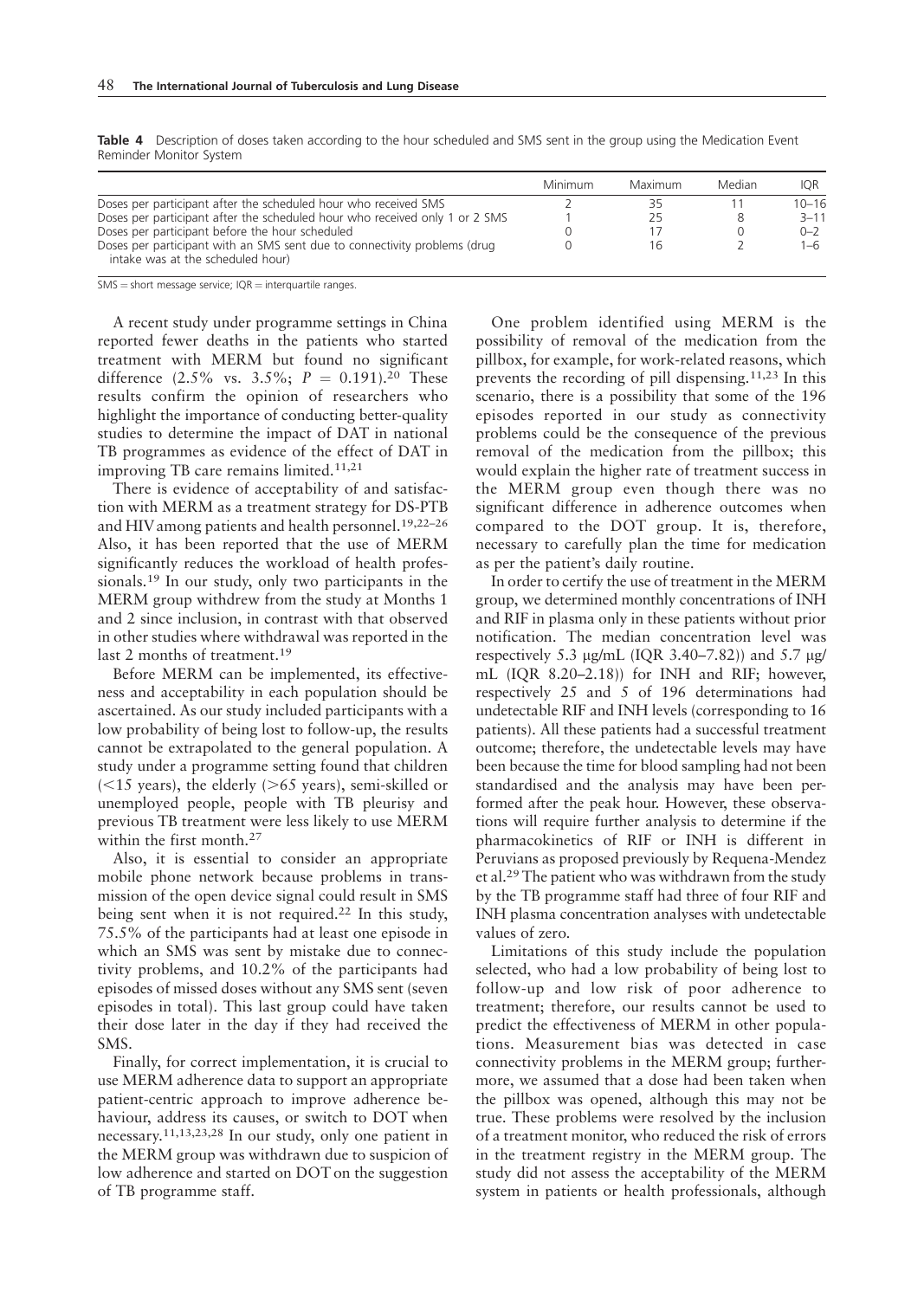**Table 4** Description of doses taken according to the hour scheduled and SMS sent in the group using the Medication Event Reminder Monitor System

| | Minimum | Maximum | Median | IQR |
|---|---|---|---|---|
| Doses per participant after the scheduled hour who received SMS | 2 | 35 | 11 | 10–16 |
| Doses per participant after the scheduled hour who received only 1 or 2 SMS | 1 | 25 | 8 | 3–11 |
| Doses per participant before the hour scheduled | 0 | 17 | 0 | 0–2 |
| Doses per participant with an SMS sent due to connectivity problems (drug intake was at the scheduled hour) | 0 | 16 | 2 | 1–6 |

SMS = short message service; IQR = interquartile ranges.

A recent study under programme settings in China reported fewer deaths in the patients who started treatment with MERM but found no significant difference (2.5% vs. 3.5%; $P$ = 0.191).[20] These results confirm the opinion of researchers who highlight the importance of conducting better-quality studies to determine the impact of DAT in national TB programmes as evidence of the effect of DAT in improving TB care remains limited.[11,21]

There is evidence of acceptability of and satisfaction with MERM as a treatment strategy for DS-PTB and HIV among patients and health personnel.[19,22–26] Also, it has been reported that the use of MERM significantly reduces the workload of health professionals.[19] In our study, only two participants in the MERM group withdrew from the study at Months 1 and 2 since inclusion, in contrast with that observed in other studies where withdrawal was reported in the last 2 months of treatment.[19]

Before MERM can be implemented, its effectiveness and acceptability in each population should be ascertained. As our study included participants with a low probability of being lost to follow-up, the results cannot be extrapolated to the general population. A study under a programme setting found that children (<15 years), the elderly (>65 years), semi-skilled or unemployed people, people with TB pleurisy and previous TB treatment were less likely to use MERM within the first month.[27]

Also, it is essential to consider an appropriate mobile phone network because problems in transmission of the open device signal could result in SMS being sent when it is not required.[22] In this study, 75.5% of the participants had at least one episode in which an SMS was sent by mistake due to connectivity problems, and 10.2% of the participants had episodes of missed doses without any SMS sent (seven episodes in total). This last group could have taken their dose later in the day if they had received the SMS.

Finally, for correct implementation, it is crucial to use MERM adherence data to support an appropriate patient-centric approach to improve adherence behaviour, address its causes, or switch to DOT when necessary.[11,13,23,28] In our study, only one patient in the MERM group was withdrawn due to suspicion of low adherence and started on DOT on the suggestion of TB programme staff.

One problem identified using MERM is the possibility of removal of the medication from the pillbox, for example, for work-related reasons, which prevents the recording of pill dispensing.[11,23] In this scenario, there is a possibility that some of the 196 episodes reported in our study as connectivity problems could be the consequence of the previous removal of the medication from the pillbox; this would explain the higher rate of treatment success in the MERM group even though there was no significant difference in adherence outcomes when compared to the DOT group. It is, therefore, necessary to carefully plan the time for medication as per the patient's daily routine.

In order to certify the use of treatment in the MERM group, we determined monthly concentrations of INH and RIF in plasma only in these patients without prior notification. The median concentration level was respectively 5.3 μg/mL (IQR 3.40–7.82)) and 5.7 μg/mL (IQR 8.20–2.18)) for INH and RIF; however, respectively 25 and 5 of 196 determinations had undetectable RIF and INH levels (corresponding to 16 patients). All these patients had a successful treatment outcome; therefore, the undetectable levels may have been because the time for blood sampling had not been standardised and the analysis may have been performed after the peak hour. However, these observations will require further analysis to determine if the pharmacokinetics of RIF or INH is different in Peruvians as proposed previously by Requena-Mendez et al.[29] The patient who was withdrawn from the study by the TB programme staff had three of four RIF and INH plasma concentration analyses with undetectable values of zero.

Limitations of this study include the population selected, who had a low probability of being lost to follow-up and low risk of poor adherence to treatment; therefore, our results cannot be used to predict the effectiveness of MERM in other populations. Measurement bias was detected in case connectivity problems in the MERM group; furthermore, we assumed that a dose had been taken when the pillbox was opened, although this may not be true. These problems were resolved by the inclusion of a treatment monitor, who reduced the risk of errors in the treatment registry in the MERM group. The study did not assess the acceptability of the MERM system in patients or health professionals, although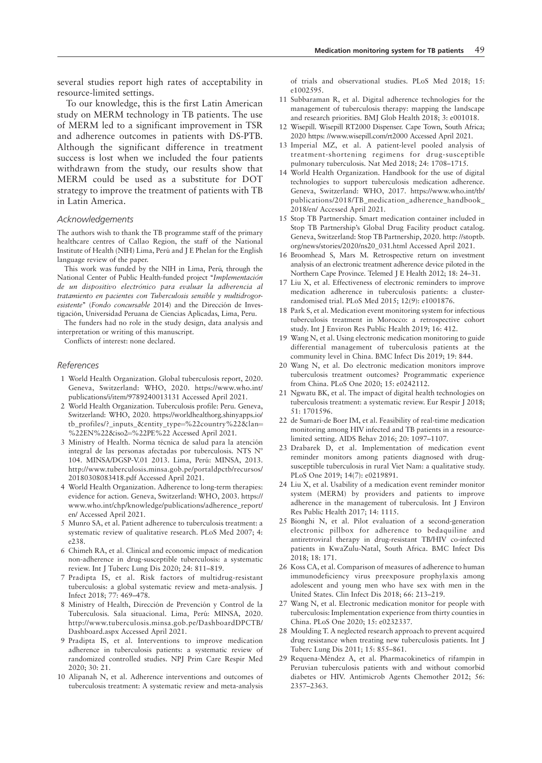several studies report high rates of acceptability in resource-limited settings.

To our knowledge, this is the first Latin American study on MERM technology in TB patients. The use of MERM led to a significant improvement in TSR and adherence outcomes in patients with DS-PTB. Although the significant difference in treatment success is lost when we included the four patients withdrawn from the study, our results show that MERM could be used as a substitute for DOT strategy to improve the treatment of patients with TB in Latin America.

### *Acknowledgements*

The authors wish to thank the TB programme staff of the primary healthcare centres of Callao Region, the staff of the National Institute of Health (NIH) Lima, Perú and J E Phelan for the English language review of the paper.

This work was funded by the NIH in Lima, Perú, through the National Center of Public Health-funded project "*Implementación de un dispositivo electrónico para evaluar la adherencia al tratamiento en pacientes con Tuberculosis sensible y multidrogoresistente*" (*Fondo concursable* 2014) and the Dirección de Investigación, Universidad Peruana de Ciencias Aplicadas, Lima, Peru.

The funders had no role in the study design, data analysis and interpretation or writing of this manuscript.

Conflicts of interest: none declared.

### *References*

1. World Health Organization. Global tuberculosis report, 2020. Geneva, Switzerland: WHO, 2020. https://www.who.int/publications/i/item/9789240013131 Accessed April 2021.
2. World Health Organization. Tuberculosis profile: Peru. Geneva, Switzerland: WHO, 2020. https://worldhealthorg.shinyapps.io/tb_profiles/?_inputs_&entity_type=%22country%22&lan=%22EN%22&iso2=%22PE%22 Accessed April 2021.
3. Ministry of Health. Norma técnica de salud para la atención integral de las personas afectadas por tuberculosis. NTS N° 104. MINSA/DGSP-V.01 2013. Lima, Perú: MINSA, 2013. http://www.tuberculosis.minsa.gob.pe/portaldpctb/recursos/20180308083418.pdf Accessed April 2021.
4. World Health Organization. Adherence to long-term therapies: evidence for action. Geneva, Switzerland: WHO, 2003. https://www.who.int/chp/knowledge/publications/adherence_report/en/ Accessed April 2021.
5. Munro SA, et al. Patient adherence to tuberculosis treatment: a systematic review of qualitative research. PLoS Med 2007; 4: e238.
6. Chimeh RA, et al. Clinical and economic impact of medication non-adherence in drug-susceptible tuberculosis: a systematic review. Int J Tuberc Lung Dis 2020; 24: 811–819.
7. Pradipta IS, et al. Risk factors of multidrug-resistant tuberculosis: a global systematic review and meta-analysis. J Infect 2018; 77: 469–478.
8. Ministry of Health, Dirección de Prevención y Control de la Tuberculosis. Sala situacional. Lima, Perú: MINSA, 2020. http://www.tuberculosis.minsa.gob.pe/DashboardDPCTB/Dashboard.aspx Accessed April 2021.
9. Pradipta IS, et al. Interventions to improve medication adherence in tuberculosis patients: a systematic review of randomized controlled studies. NPJ Prim Care Respir Med 2020; 30: 21.
10. Alipanah N, et al. Adherence interventions and outcomes of tuberculosis treatment: A systematic review and meta-analysis of trials and observational studies. PLoS Med 2018; 15: e1002595.
11. Subbaraman R, et al. Digital adherence technologies for the management of tuberculosis therapy: mapping the landscape and research priorities. BMJ Glob Health 2018; 3: e001018.
12. Wisepill. Wisepill RT2000 Dispenser. Cape Town, South Africa; 2020 https: //www.wisepill.com/rt2000 Accessed April 2021.
13. Imperial MZ, et al. A patient-level pooled analysis of treatment-shortening regimens for drug-susceptible pulmonary tuberculosis. Nat Med 2018; 24: 1708–1715.
14. World Health Organization. Handbook for the use of digital technologies to support tuberculosis medication adherence. Geneva, Switzerland: WHO, 2017. https://www.who.int/tb/publications/2018/TB_medication_adherence_handbook_2018/en/ Accessed April 2021.
15. Stop TB Partnership. Smart medication container included in Stop TB Partnership's Global Drug Facility product catalog. Geneva, Switzerland: Stop TB Partnership, 2020. http: //stoptb.org/news/stories/2020/ns20_031.html Accessed April 2021.
16. Broomhead S, Mars M. Retrospective return on investment analysis of an electronic treatment adherence device piloted in the Northern Cape Province. Telemed J E Health 2012; 18: 24–31.
17. Liu X, et al. Effectiveness of electronic reminders to improve medication adherence in tuberculosis patients: a cluster-randomised trial. PLoS Med 2015; 12(9): e1001876.
18. Park S, et al. Medication event monitoring system for infectious tuberculosis treatment in Morocco: a retrospective cohort study. Int J Environ Res Public Health 2019; 16: 412.
19. Wang N, et al. Using electronic medication monitoring to guide differential management of tuberculosis patients at the community level in China. BMC Infect Dis 2019; 19: 844.
20. Wang N, et al. Do electronic medication monitors improve tuberculosis treatment outcomes? Programmatic experience from China. PLoS One 2020; 15: e0242112.
21. Ngwatu BK, et al. The impact of digital health technologies on tuberculosis treatment: a systematic review. Eur Respir J 2018; 51: 1701596.
22. de Sumari-de Boer IM, et al. Feasibility of real-time medication monitoring among HIV infected and TB patients in a resource-limited setting. AIDS Behav 2016; 20: 1097–1107.
23. Drabarek D, et al. Implementation of medication event reminder monitors among patients diagnosed with drug-susceptible tuberculosis in rural Viet Nam: a qualitative study. PLoS One 2019; 14(7): e0219891.
24. Liu X, et al. Usability of a medication event reminder monitor system (MERM) by providers and patients to improve adherence in the management of tuberculosis. Int J Environ Res Public Health 2017; 14: 1115.
25. Bionghi N, et al. Pilot evaluation of a second-generation electronic pillbox for adherence to bedaquiline and antiretroviral therapy in drug-resistant TB/HIV co-infected patients in KwaZulu-Natal, South Africa. BMC Infect Dis 2018; 18: 171.
26. Koss CA, et al. Comparison of measures of adherence to human immunodeficiency virus preexposure prophylaxis among adolescent and young men who have sex with men in the United States. Clin Infect Dis 2018; 66: 213–219.
27. Wang N, et al. Electronic medication monitor for people with tuberculosis: Implementation experience from thirty counties in China. PLoS One 2020; 15: e0232337.
28. Moulding T. A neglected research approach to prevent acquired drug resistance when treating new tuberculosis patients. Int J Tuberc Lung Dis 2011; 15: 855–861.
29. Requena-Méndez A, et al. Pharmacokinetics of rifampin in Peruvian tuberculosis patients with and without comorbid diabetes or HIV. Antimicrob Agents Chemother 2012; 56: 2357–2363.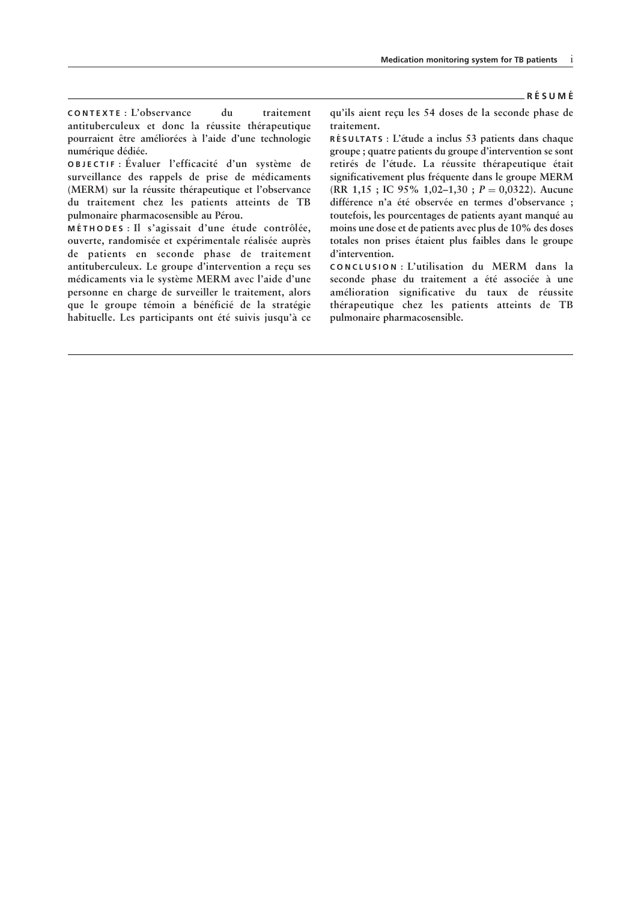## RÉSUMÉ

**CONTEXTE :** L'observance du traitement antituberculeux et donc la réussite thérapeutique pourraient être améliorées à l'aide d'une technologie numérique dédiée.

**OBJECTIF :** Évaluer l'efficacité d'un système de surveillance des rappels de prise de médicaments (MERM) sur la réussite thérapeutique et l'observance du traitement chez les patients atteints de TB pulmonaire pharmacosensible au Pérou.

**MÉTHODES :** Il s'agissait d'une étude contrôlée, ouverte, randomisée et expérimentale réalisée auprès de patients en seconde phase de traitement antituberculeux. Le groupe d'intervention a reçu ses médicaments via le système MERM avec l'aide d'une personne en charge de surveiller le traitement, alors que le groupe témoin a bénéficié de la stratégie habituelle. Les participants ont été suivis jusqu'à ce qu'ils aient reçu les 54 doses de la seconde phase de traitement.

**RÉSULTATS :** L'étude a inclus 53 patients dans chaque groupe ; quatre patients du groupe d'intervention se sont retirés de l'étude. La réussite thérapeutique était significativement plus fréquente dans le groupe MERM (RR 1,15 ; IC 95% 1,02–1,30 ; $P = 0,0322$). Aucune différence n'a été observée en termes d'observance ; toutefois, les pourcentages de patients ayant manqué au moins une dose et de patients avec plus de 10% des doses totales non prises étaient plus faibles dans le groupe d'intervention.

**CONCLUSION :** L'utilisation du MERM dans la seconde phase du traitement a été associée à une amélioration significative du taux de réussite thérapeutique chez les patients atteints de TB pulmonaire pharmacosensible.